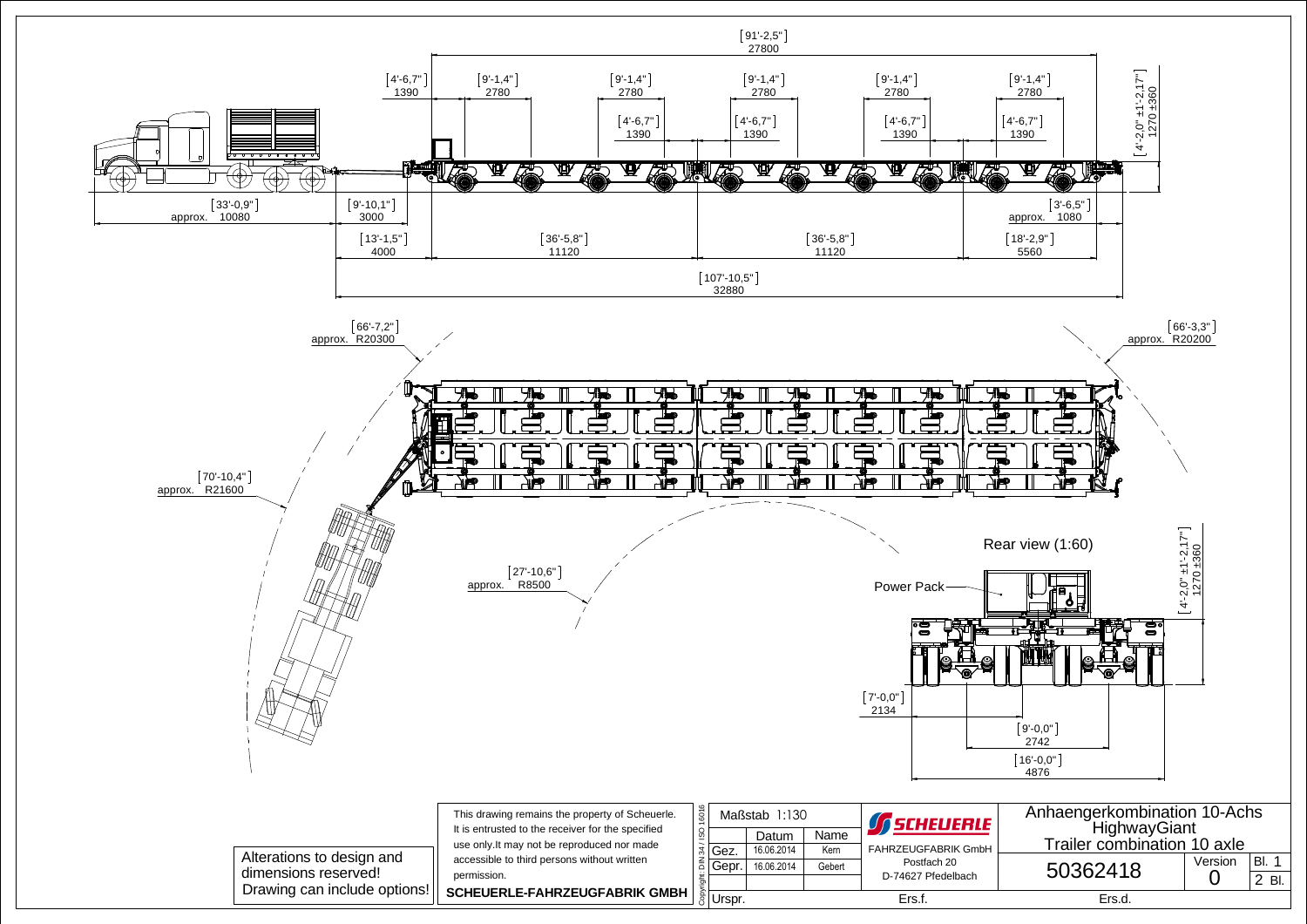[91'-2,5"]
27800

| [4'-6,7"] 1390 | [9'-1,4"] 2780 | [9'-1,4"] 2780 | [9'-1,4"] 2780 | [9'-1,4"] 2780 | [9'-1,4"] 2780 |
|---|---|---|---|---|---|

[4'-6,7"] 1390 | [4'-6,7"] 1390 | [4'-6,7"] 1390 | [4'-6,7"] 1390

[4'-2,0" ±1'-2,17"] 1270 ±360

[33'-0,9"] approx. 10080

[9'-10,1"] 3000

[3'-6,5"] approx. 1080

[13'-1,5"] 4000 | [36'-5,8"] 11120 | [36'-5,8"] 11120 | [18'-2,9"] 5560

[107'-10,5"] 32880

[66'-7,2"] approx. R20300

[66'-3,3"] approx. R20200

[70'-10,4"] approx. R21600

[27'-10,6"] approx. R8500

Rear view (1:60)

Power Pack

[4'-2,0" ±1'-2,17"] 1270 ±360

[7'-0,0"] 2134

[9'-0,0"] 2742

[16'-0,0"] 4876

Alterations to design and dimensions reserved!
Drawing can include options!

This drawing remains the property of Scheuerle. It is entrusted to the receiver for the specified use only.It may not be reproduced nor made accessible to third persons without written permission.

**SCHEUERLE-FAHRZEUGFABRIK GMBH**

Copyright: DIN 34 / ISO 16016

| Maßstab 1:130 | | |
|---|---|---|
| | Datum | Name |
| Gez. | 16.06.2014 | Kern |
| Gepr. | 16.06.2014 | Gebert |
| Urspr. | | |

**SCHEUERLE**
FAHRZEUGFABRIK GmbH
Postfach 20
D-74627 Pfedelbach

Ers.f.

Anhaengerkombination 10-Achs HighwayGiant
Trailer combination 10 axle

50362418

Version 0

Bl. 1
2 Bl.

Ers.d.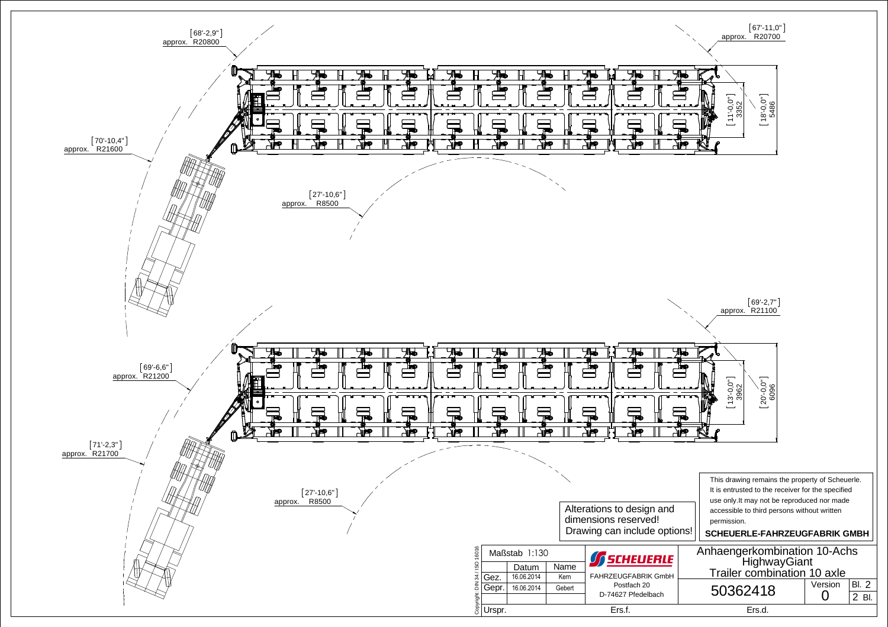[68'-2,9"]
approx. R20800

[67'-11,0"]
approx. R20700

[70'-10,4"]
approx. R21600

[11'-0,0"]
3352

[18'-0,0"]
5486

[27'-10,6"]
approx. R8500

[69'-2,7"]
approx. R21100

[69'-6,6"]
approx. R21200

[13'-0,0"]
3962

[20'-0,0"]
6096

[71'-2,3"]
approx. R21700

[27'-10,6"]
approx. R8500

Alterations to design and dimensions reserved!
Drawing can include options!

This drawing remains the property of Scheuerle. It is entrusted to the receiver for the specified use only.It may not be reproduced nor made accessible to third persons without written permission.

**SCHEUERLE-FAHRZEUGFABRIK GMBH**

| Maßstab 1:130 | | | SCHEUERLE | Anhaengerkombination 10-Achs HighwayGiant Trailer combination 10 axle | | |
|---|---|---|---|---|---|---|
| | Datum | Name | FAHRZEUGFABRIK GmbH | | | |
| Gez. | 16.06.2014 | Kern | Postfach 20 | 50362418 | Version 0 | Bl. 2 |
| Gepr. | 16.06.2014 | Gebert | D-74627 Pfedelbach | | | 2 Bl. |
| Urspr. | | | Ers.f. | Ers.d. | | |

Copyright: DIN 34 / ISO 16016